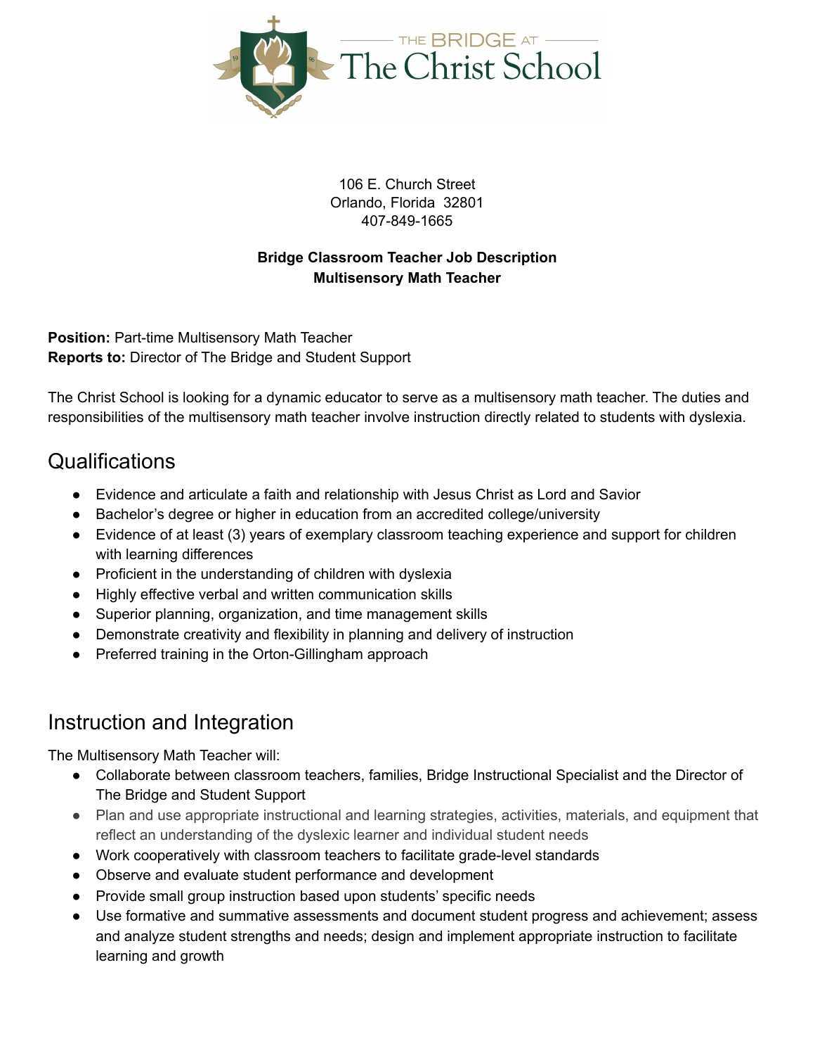THE BRIDGE AT

# The Christ School

106 E. Church Street
Orlando, Florida 32801
407-849-1665

**Bridge Classroom Teacher Job Description**
**Multisensory Math Teacher**

**Position:** Part-time Multisensory Math Teacher
**Reports to:** Director of The Bridge and Student Support

The Christ School is looking for a dynamic educator to serve as a multisensory math teacher. The duties and responsibilities of the multisensory math teacher involve instruction directly related to students with dyslexia.

## Qualifications

- Evidence and articulate a faith and relationship with Jesus Christ as Lord and Savior
- Bachelor's degree or higher in education from an accredited college/university
- Evidence of at least (3) years of exemplary classroom teaching experience and support for children with learning differences
- Proficient in the understanding of children with dyslexia
- Highly effective verbal and written communication skills
- Superior planning, organization, and time management skills
- Demonstrate creativity and flexibility in planning and delivery of instruction
- Preferred training in the Orton-Gillingham approach

## Instruction and Integration

The Multisensory Math Teacher will:

- Collaborate between classroom teachers, families, Bridge Instructional Specialist and the Director of The Bridge and Student Support
- Plan and use appropriate instructional and learning strategies, activities, materials, and equipment that reflect an understanding of the dyslexic learner and individual student needs
- Work cooperatively with classroom teachers to facilitate grade-level standards
- Observe and evaluate student performance and development
- Provide small group instruction based upon students' specific needs
- Use formative and summative assessments and document student progress and achievement; assess and analyze student strengths and needs; design and implement appropriate instruction to facilitate learning and growth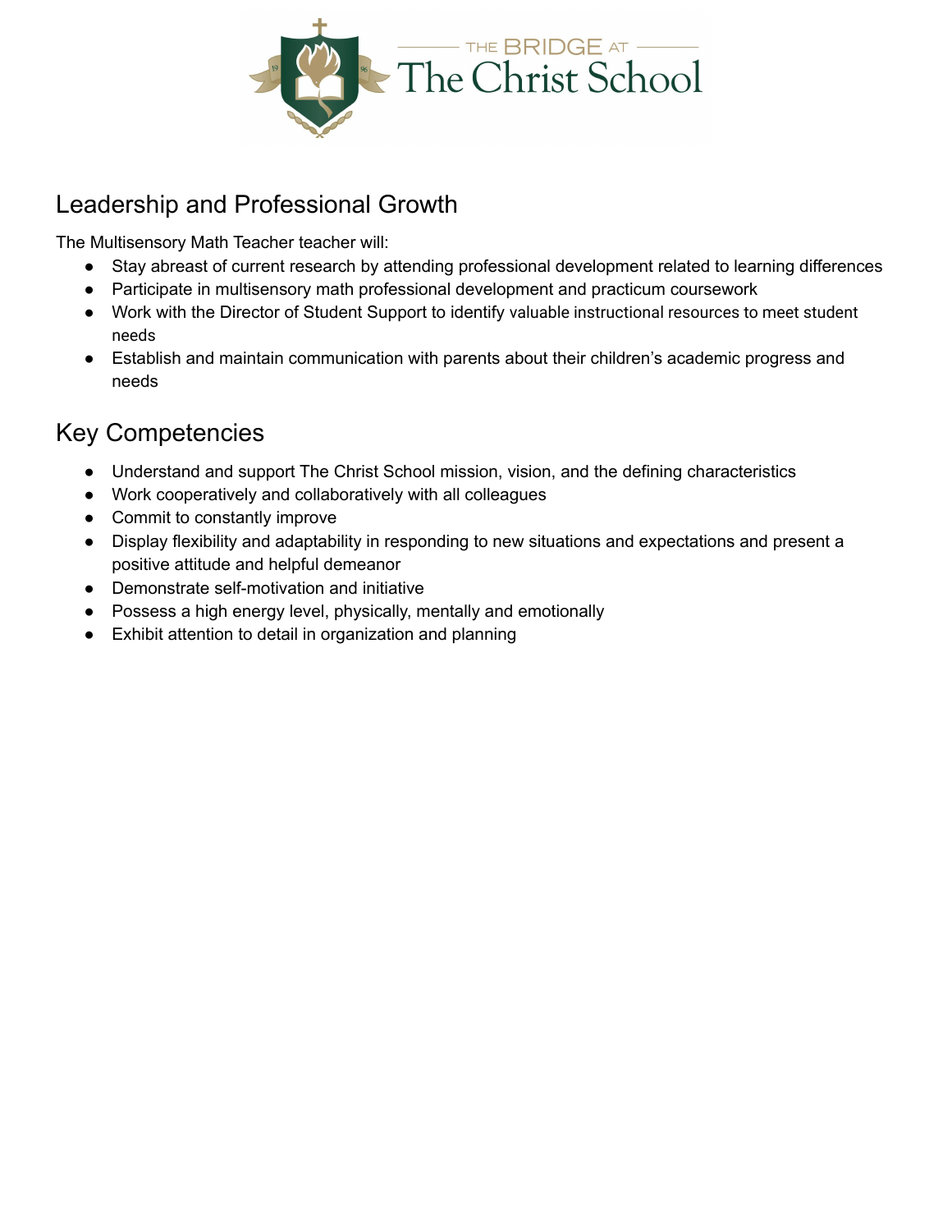## Leadership and Professional Growth

The Multisensory Math Teacher teacher will:

- Stay abreast of current research by attending professional development related to learning differences
- Participate in multisensory math professional development and practicum coursework
- Work with the Director of Student Support to identify valuable instructional resources to meet student needs
- Establish and maintain communication with parents about their children's academic progress and needs

## Key Competencies

- Understand and support The Christ School mission, vision, and the defining characteristics
- Work cooperatively and collaboratively with all colleagues
- Commit to constantly improve
- Display flexibility and adaptability in responding to new situations and expectations and present a positive attitude and helpful demeanor
- Demonstrate self-motivation and initiative
- Possess a high energy level, physically, mentally and emotionally
- Exhibit attention to detail in organization and planning